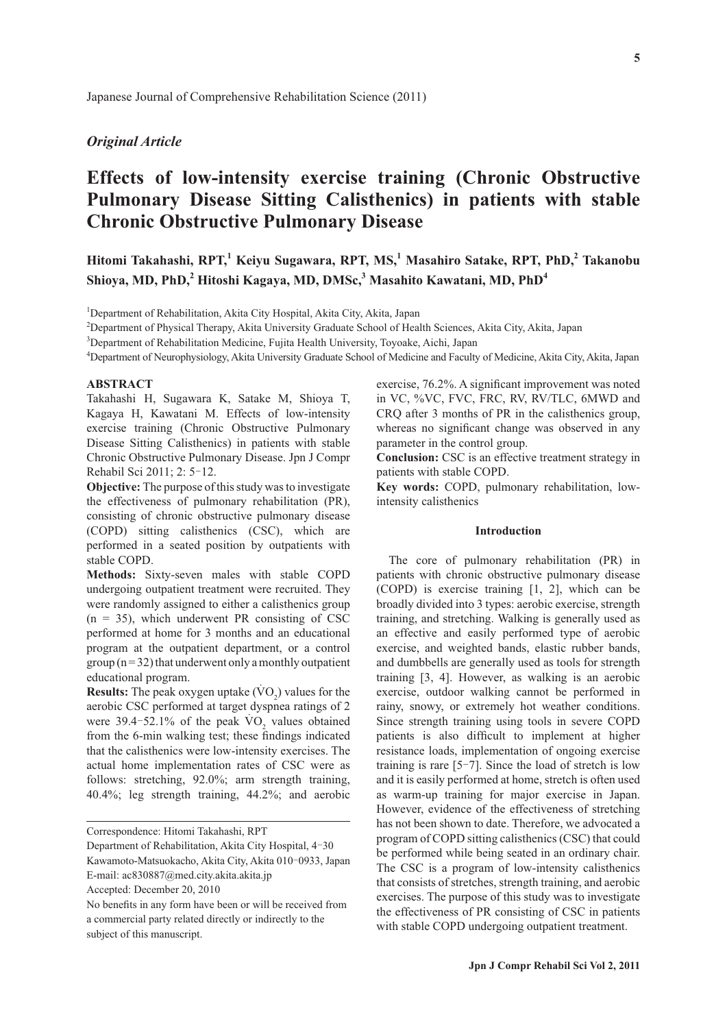Japanese Journal of Comprehensive Rehabilitation Science (2011)

*Original Article*

# Effects of low-intensity exercise training (Chronic Obstructive Pulmonary Disease Sitting Calisthenics) in patients with stable Chronic Obstructive Pulmonary Disease

**Hitomi Takahashi, RPT,[1] Keiyu Sugawara, RPT, MS,[1] Masahiro Satake, RPT, PhD,[2] Takanobu Shioya, MD, PhD,[2] Hitoshi Kagaya, MD, DMSc,[3] Masahito Kawatani, MD, PhD[4]**

[1]Department of Rehabilitation, Akita City Hospital, Akita City, Akita, Japan

[2]Department of Physical Therapy, Akita University Graduate School of Health Sciences, Akita City, Akita, Japan

[3]Department of Rehabilitation Medicine, Fujita Health University, Toyoake, Aichi, Japan

[4]Department of Neurophysiology, Akita University Graduate School of Medicine and Faculty of Medicine, Akita City, Akita, Japan

## ABSTRACT

Takahashi H, Sugawara K, Satake M, Shioya T, Kagaya H, Kawatani M. Effects of low-intensity exercise training (Chronic Obstructive Pulmonary Disease Sitting Calisthenics) in patients with stable Chronic Obstructive Pulmonary Disease. Jpn J Compr Rehabil Sci 2011; 2: 5-12.

**Objective:** The purpose of this study was to investigate the effectiveness of pulmonary rehabilitation (PR), consisting of chronic obstructive pulmonary disease (COPD) sitting calisthenics (CSC), which are performed in a seated position by outpatients with stable COPD.

**Methods:** Sixty-seven males with stable COPD undergoing outpatient treatment were recruited. They were randomly assigned to either a calisthenics group (n = 35), which underwent PR consisting of CSC performed at home for 3 months and an educational program at the outpatient department, or a control group (n = 32) that underwent only a monthly outpatient educational program.

**Results:** The peak oxygen uptake ($\dot{V}O_2$) values for the aerobic CSC performed at target dyspnea ratings of 2 were 39.4-52.1% of the peak $\dot{V}O_2$ values obtained from the 6-min walking test; these findings indicated that the calisthenics were low-intensity exercises. The actual home implementation rates of CSC were as follows: stretching, 92.0%; arm strength training, 40.4%; leg strength training, 44.2%; and aerobic exercise, 76.2%. A significant improvement was noted in VC, %VC, FVC, FRC, RV, RV/TLC, 6MWD and CRQ after 3 months of PR in the calisthenics group, whereas no significant change was observed in any parameter in the control group.

**Conclusion:** CSC is an effective treatment strategy in patients with stable COPD.

**Key words:** COPD, pulmonary rehabilitation, low-intensity calisthenics

Correspondence: Hitomi Takahashi, RPT

Department of Rehabilitation, Akita City Hospital, 4-30 Kawamoto-Matsuokacho, Akita City, Akita 010-0933, Japan

E-mail: ac830887@med.city.akita.akita.jp

Accepted: December 20, 2010

No benefits in any form have been or will be received from a commercial party related directly or indirectly to the subject of this manuscript.

## Introduction

The core of pulmonary rehabilitation (PR) in patients with chronic obstructive pulmonary disease (COPD) is exercise training [1, 2], which can be broadly divided into 3 types: aerobic exercise, strength training, and stretching. Walking is generally used as an effective and easily performed type of aerobic exercise, and weighted bands, elastic rubber bands, and dumbbells are generally used as tools for strength training [3, 4]. However, as walking is an aerobic exercise, outdoor walking cannot be performed in rainy, snowy, or extremely hot weather conditions. Since strength training using tools in severe COPD patients is also difficult to implement at higher resistance loads, implementation of ongoing exercise training is rare [5-7]. Since the load of stretch is low and it is easily performed at home, stretch is often used as warm-up training for major exercise in Japan. However, evidence of the effectiveness of stretching has not been shown to date. Therefore, we advocated a program of COPD sitting calisthenics (CSC) that could be performed while being seated in an ordinary chair. The CSC is a program of low-intensity calisthenics that consists of stretches, strength training, and aerobic exercises. The purpose of this study was to investigate the effectiveness of PR consisting of CSC in patients with stable COPD undergoing outpatient treatment.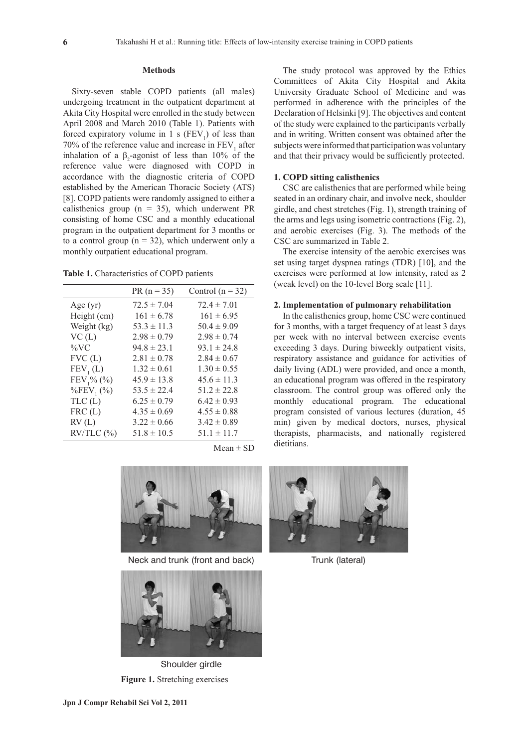## Methods

Sixty-seven stable COPD patients (all males) undergoing treatment in the outpatient department at Akita City Hospital were enrolled in the study between April 2008 and March 2010 (Table 1). Patients with forced expiratory volume in 1 s ($FEV_1$) of less than 70% of the reference value and increase in $FEV_1$ after inhalation of a $\beta_2$-agonist of less than 10% of the reference value were diagnosed with COPD in accordance with the diagnostic criteria of COPD established by the American Thoracic Society (ATS) [8]. COPD patients were randomly assigned to either a calisthenics group (n = 35), which underwent PR consisting of home CSC and a monthly educational program in the outpatient department for 3 months or to a control group (n = 32), which underwent only a monthly outpatient educational program.

**Table 1.** Characteristics of COPD patients

| | PR (n = 35) | Control (n = 32) |
|---|---|---|
| Age (yr) | 72.5 ± 7.04 | 72.4 ± 7.01 |
| Height (cm) | 161 ± 6.78 | 161 ± 6.95 |
| Weight (kg) | 53.3 ± 11.3 | 50.4 ± 9.09 |
| VC (L) | 2.98 ± 0.79 | 2.98 ± 0.74 |
| %VC | 94.8 ± 23.1 | 93.1 ± 24.8 |
| FVC (L) | 2.81 ± 0.78 | 2.84 ± 0.67 |
| $FEV_1$ (L) | 1.32 ± 0.61 | 1.30 ± 0.55 |
| $FEV_1$% (%) | 45.9 ± 13.8 | 45.6 ± 11.3 |
| %$FEV_1$ (%) | 53.5 ± 22.4 | 51.2 ± 22.8 |
| TLC (L) | 6.25 ± 0.79 | 6.42 ± 0.93 |
| FRC (L) | 4.35 ± 0.69 | 4.55 ± 0.88 |
| RV (L) | 3.22 ± 0.66 | 3.42 ± 0.89 |
| RV/TLC (%) | 51.8 ± 10.5 | 51.1 ± 11.7 |

Mean ± SD

The study protocol was approved by the Ethics Committees of Akita City Hospital and Akita University Graduate School of Medicine and was performed in adherence with the principles of the Declaration of Helsinki [9]. The objectives and content of the study were explained to the participants verbally and in writing. Written consent was obtained after the subjects were informed that participation was voluntary and that their privacy would be sufficiently protected.

### 1. COPD sitting calisthenics

CSC are calisthenics that are performed while being seated in an ordinary chair, and involve neck, shoulder girdle, and chest stretches (Fig. 1), strength training of the arms and legs using isometric contractions (Fig. 2), and aerobic exercises (Fig. 3). The methods of the CSC are summarized in Table 2.

The exercise intensity of the aerobic exercises was set using target dyspnea ratings (TDR) [10], and the exercises were performed at low intensity, rated as 2 (weak level) on the 10-level Borg scale [11].

### 2. Implementation of pulmonary rehabilitation

In the calisthenics group, home CSC were continued for 3 months, with a target frequency of at least 3 days per week with no interval between exercise events exceeding 3 days. During biweekly outpatient visits, respiratory assistance and guidance for activities of daily living (ADL) were provided, and once a month, an educational program was offered in the respiratory classroom. The control group was offered only the monthly educational program. The educational program consisted of various lectures (duration, 45 min) given by medical doctors, nurses, physical therapists, pharmacists, and nationally registered dietitians.

Neck and trunk (front and back)

Trunk (lateral)

Shoulder girdle

**Figure 1.** Stretching exercises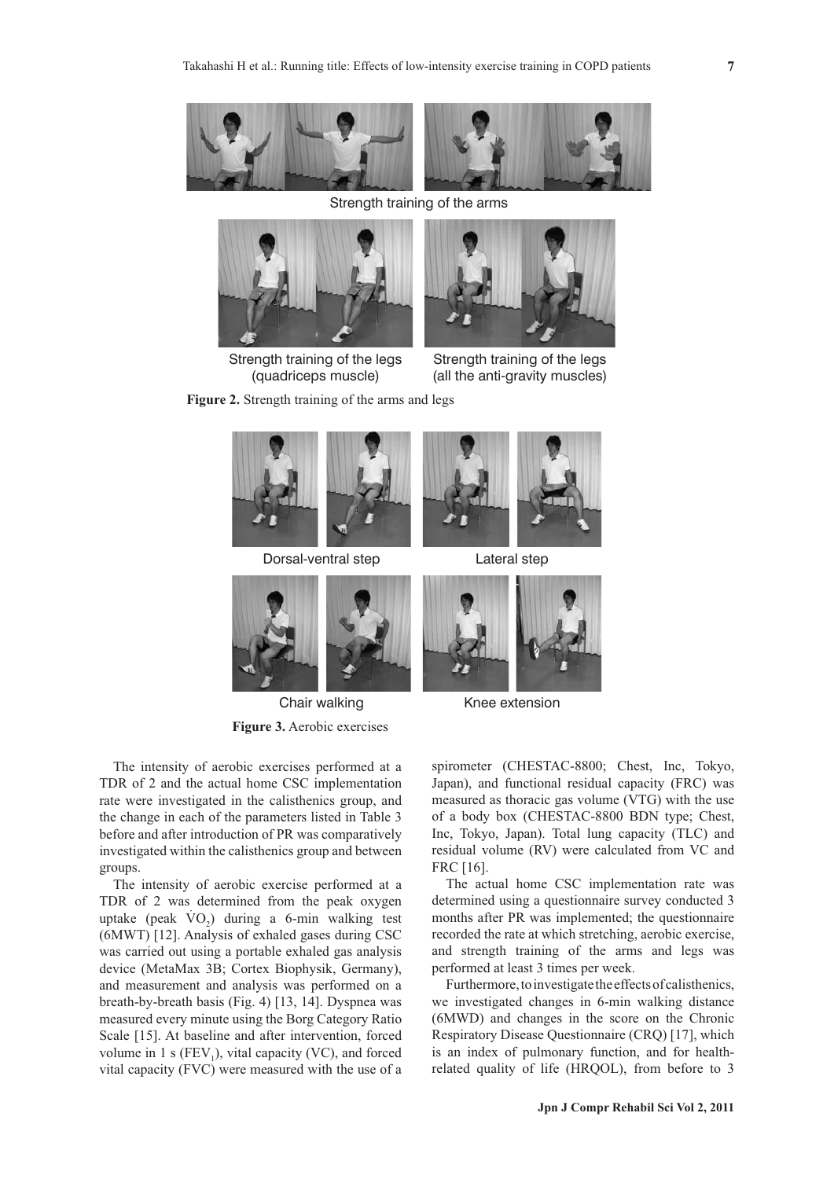Strength training of the arms

Strength training of the legs (quadriceps muscle)

Strength training of the legs (all the anti-gravity muscles)

**Figure 2.** Strength training of the arms and legs

Dorsal-ventral step

Lateral step

Chair walking

Knee extension

**Figure 3.** Aerobic exercises

The intensity of aerobic exercises performed at a TDR of 2 and the actual home CSC implementation rate were investigated in the calisthenics group, and the change in each of the parameters listed in Table 3 before and after introduction of PR was comparatively investigated within the calisthenics group and between groups.

The intensity of aerobic exercise performed at a TDR of 2 was determined from the peak oxygen uptake (peak $\dot{V}O_2$) during a 6-min walking test (6MWT) [12]. Analysis of exhaled gases during CSC was carried out using a portable exhaled gas analysis device (MetaMax 3B; Cortex Biophysik, Germany), and measurement and analysis was performed on a breath-by-breath basis (Fig. 4) [13, 14]. Dyspnea was measured every minute using the Borg Category Ratio Scale [15]. At baseline and after intervention, forced volume in 1 s ($FEV_1$), vital capacity (VC), and forced vital capacity (FVC) were measured with the use of a spirometer (CHESTAC-8800; Chest, Inc, Tokyo, Japan), and functional residual capacity (FRC) was measured as thoracic gas volume (VTG) with the use of a body box (CHESTAC-8800 BDN type; Chest, Inc, Tokyo, Japan). Total lung capacity (TLC) and residual volume (RV) were calculated from VC and FRC [16].

The actual home CSC implementation rate was determined using a questionnaire survey conducted 3 months after PR was implemented; the questionnaire recorded the rate at which stretching, aerobic exercise, and strength training of the arms and legs was performed at least 3 times per week.

Furthermore, to investigate the effects of calisthenics, we investigated changes in 6-min walking distance (6MWD) and changes in the score on the Chronic Respiratory Disease Questionnaire (CRQ) [17], which is an index of pulmonary function, and for health-related quality of life (HRQOL), from before to 3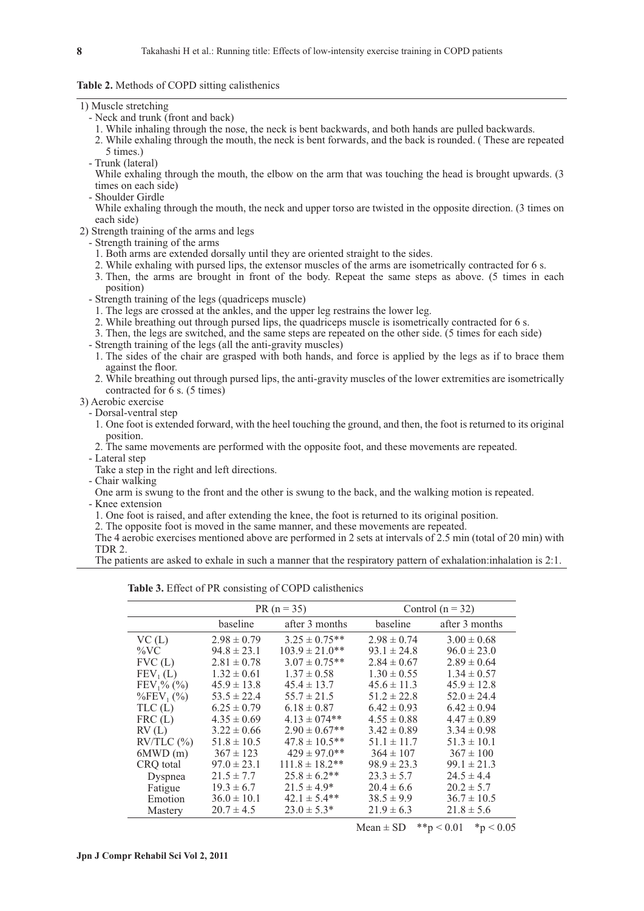**Table 2.** Methods of COPD sitting calisthenics

1) Muscle stretching
   - Neck and trunk (front and back)
     1. While inhaling through the nose, the neck is bent backwards, and both hands are pulled backwards.
     2. While exhaling through the mouth, the neck is bent forwards, and the back is rounded. ( These are repeated 5 times.)
   - Trunk (lateral)
     While exhaling through the mouth, the elbow on the arm that was touching the head is brought upwards. (3 times on each side)
   - Shoulder Girdle
     While exhaling through the mouth, the neck and upper torso are twisted in the opposite direction. (3 times on each side)
2) Strength training of the arms and legs
   - Strength training of the arms
     1. Both arms are extended dorsally until they are oriented straight to the sides.
     2. While exhaling with pursed lips, the extensor muscles of the arms are isometrically contracted for 6 s.
     3. Then, the arms are brought in front of the body. Repeat the same steps as above. (5 times in each position)
   - Strength training of the legs (quadriceps muscle)
     1. The legs are crossed at the ankles, and the upper leg restrains the lower leg.
     2. While breathing out through pursed lips, the quadriceps muscle is isometrically contracted for 6 s.
     3. Then, the legs are switched, and the same steps are repeated on the other side. (5 times for each side)
   - Strength training of the legs (all the anti-gravity muscles)
     1. The sides of the chair are grasped with both hands, and force is applied by the legs as if to brace them against the floor.
     2. While breathing out through pursed lips, the anti-gravity muscles of the lower extremities are isometrically contracted for 6 s. (5 times)
3) Aerobic exercise
   - Dorsal-ventral step
     1. One foot is extended forward, with the heel touching the ground, and then, the foot is returned to its original position.
     2. The same movements are performed with the opposite foot, and these movements are repeated.
   - Lateral step
     Take a step in the right and left directions.
   - Chair walking
     One arm is swung to the front and the other is swung to the back, and the walking motion is repeated.
   - Knee extension
     1. One foot is raised, and after extending the knee, the foot is returned to its original position.
     2. The opposite foot is moved in the same manner, and these movements are repeated.

     The 4 aerobic exercises mentioned above are performed in 2 sets at intervals of 2.5 min (total of 20 min) with TDR 2.

     The patients are asked to exhale in such a manner that the respiratory pattern of exhalation:inhalation is 2:1.

**Table 3.** Effect of PR consisting of COPD calisthenics

| | PR (n = 35) | | Control (n = 32) | |
|---|---|---|---|---|
| | baseline | after 3 months | baseline | after 3 months |
| VC (L) | 2.98 ± 0.79 | 3.25 ± 0.75** | 2.98 ± 0.74 | 3.00 ± 0.68 |
| %VC | 94.8 ± 23.1 | 103.9 ± 21.0** | 93.1 ± 24.8 | 96.0 ± 23.0 |
| FVC (L) | 2.81 ± 0.78 | 3.07 ± 0.75** | 2.84 ± 0.67 | 2.89 ± 0.64 |
| $FEV_1$ (L) | 1.32 ± 0.61 | 1.37 ± 0.58 | 1.30 ± 0.55 | 1.34 ± 0.57 |
| $FEV_1$% (%) | 45.9 ± 13.8 | 45.4 ± 13.7 | 45.6 ± 11.3 | 45.9 ± 12.8 |
| %$FEV_1$ (%) | 53.5 ± 22.4 | 55.7 ± 21.5 | 51.2 ± 22.8 | 52.0 ± 24.4 |
| TLC (L) | 6.25 ± 0.79 | 6.18 ± 0.87 | 6.42 ± 0.93 | 6.42 ± 0.94 |
| FRC (L) | 4.35 ± 0.69 | 4.13 ± 074** | 4.55 ± 0.88 | 4.47 ± 0.89 |
| RV (L) | 3.22 ± 0.66 | 2.90 ± 0.67** | 3.42 ± 0.89 | 3.34 ± 0.98 |
| RV/TLC (%) | 51.8 ± 10.5 | 47.8 ± 10.5** | 51.1 ± 11.7 | 51.3 ± 10.1 |
| 6MWD (m) | 367 ± 123 | 429 ± 97.0** | 364 ± 107 | 367 ± 100 |
| CRQ total | 97.0 ± 23.1 | 111.8 ± 18.2** | 98.9 ± 23.3 | 99.1 ± 21.3 |
| Dyspnea | 21.5 ± 7.7 | 25.8 ± 6.2** | 23.3 ± 5.7 | 24.5 ± 4.4 |
| Fatigue | 19.3 ± 6.7 | 21.5 ± 4.9* | 20.4 ± 6.6 | 20.2 ± 5.7 |
| Emotion | 36.0 ± 10.1 | 42.1 ± 5.4** | 38.5 ± 9.9 | 36.7 ± 10.5 |
| Mastery | 20.7 ± 4.5 | 23.0 ± 5.3* | 21.9 ± 6.3 | 21.8 ± 5.6 |

Mean ± SD **$p < 0.01$ *$p < 0.05$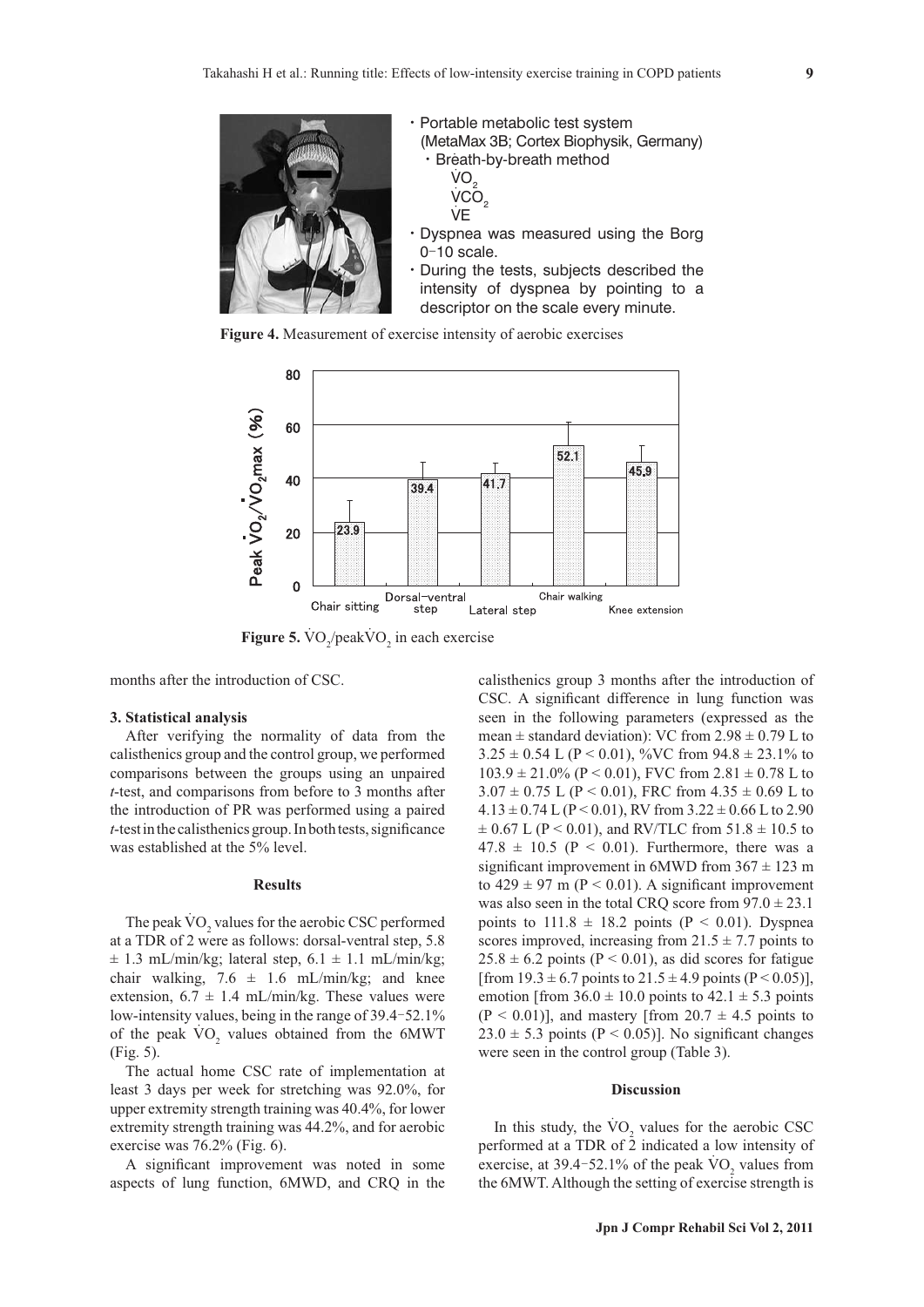- Portable metabolic test system (MetaMax 3B; Cortex Biophysik, Germany)
  - Breath-by-breath method
    - $\dot{V}O_2$
    - $\dot{V}CO_2$
    - $\dot{V}E$
- Dyspnea was measured using the Borg 0–10 scale.
- During the tests, subjects described the intensity of dyspnea by pointing to a descriptor on the scale every minute.

**Figure 4.** Measurement of exercise intensity of aerobic exercises

**Figure 5.** $\dot{V}O_2$/peak$\dot{V}O_2$ in each exercise

months after the introduction of CSC.

**3. Statistical analysis**

After verifying the normality of data from the calisthenics group and the control group, we performed comparisons between the groups using an unpaired *t*-test, and comparisons from before to 3 months after the introduction of PR was performed using a paired *t*-test in the calisthenics group. In both tests, significance was established at the 5% level.

## Results

The peak $\dot{V}O_2$ values for the aerobic CSC performed at a TDR of 2 were as follows: dorsal-ventral step, 5.8 ± 1.3 mL/min/kg; lateral step, 6.1 ± 1.1 mL/min/kg; chair walking, 7.6 ± 1.6 mL/min/kg; and knee extension, 6.7 ± 1.4 mL/min/kg. These values were low-intensity values, being in the range of 39.4–52.1% of the peak $\dot{V}O_2$ values obtained from the 6MWT (Fig. 5).

The actual home CSC rate of implementation at least 3 days per week for stretching was 92.0%, for upper extremity strength training was 40.4%, for lower extremity strength training was 44.2%, and for aerobic exercise was 76.2% (Fig. 6).

A significant improvement was noted in some aspects of lung function, 6MWD, and CRQ in the calisthenics group 3 months after the introduction of CSC. A significant difference in lung function was seen in the following parameters (expressed as the mean ± standard deviation): VC from 2.98 ± 0.79 L to 3.25 ± 0.54 L ($P < 0.01$), %VC from 94.8 ± 23.1% to 103.9 ± 21.0% ($P < 0.01$), FVC from 2.81 ± 0.78 L to 3.07 ± 0.75 L ($P < 0.01$), FRC from 4.35 ± 0.69 L to 4.13 ± 0.74 L ($P < 0.01$), RV from 3.22 ± 0.66 L to 2.90 ± 0.67 L ($P < 0.01$), and RV/TLC from 51.8 ± 10.5 to 47.8 ± 10.5 ($P < 0.01$). Furthermore, there was a significant improvement in 6MWD from 367 ± 123 m to 429 ± 97 m ($P < 0.01$). A significant improvement was also seen in the total CRQ score from 97.0 ± 23.1 points to 111.8 ± 18.2 points ($P < 0.01$). Dyspnea scores improved, increasing from 21.5 ± 7.7 points to 25.8 ± 6.2 points ($P < 0.01$), as did scores for fatigue [from 19.3 ± 6.7 points to 21.5 ± 4.9 points ($P < 0.05$)], emotion [from 36.0 ± 10.0 points to 42.1 ± 5.3 points ($P < 0.01$)], and mastery [from 20.7 ± 4.5 points to 23.0 ± 5.3 points ($P < 0.05$)]. No significant changes were seen in the control group (Table 3).

## Discussion

In this study, the $\dot{V}O_2$ values for the aerobic CSC performed at a TDR of 2 indicated a low intensity of exercise, at 39.4–52.1% of the peak $\dot{V}O_2$ values from the 6MWT. Although the setting of exercise strength is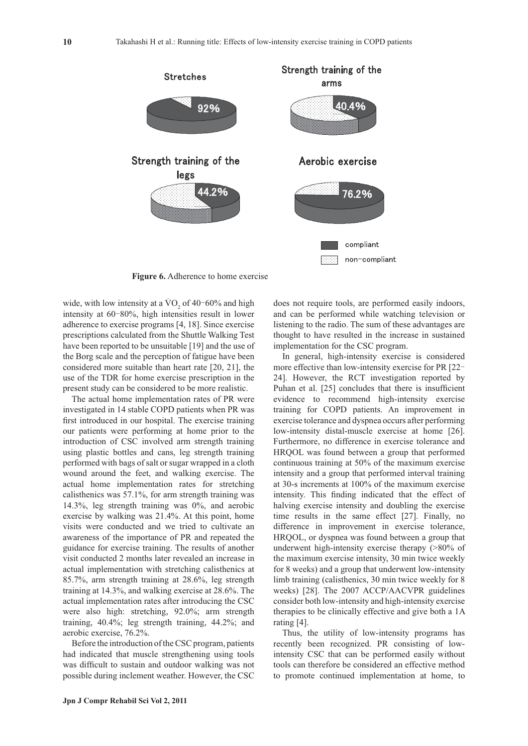Stretches

92%

Strength training of the arms

40.4%

Strength training of the legs

44.2%

Aerobic exercise

76.2%

compliant

non-compliant

**Figure 6.** Adherence to home exercise

wide, with low intensity at a $\dot{V}O_2$ of 40–60% and high intensity at 60–80%, high intensities result in lower adherence to exercise programs [4, 18]. Since exercise prescriptions calculated from the Shuttle Walking Test have been reported to be unsuitable [19] and the use of the Borg scale and the perception of fatigue have been considered more suitable than heart rate [20, 21], the use of the TDR for home exercise prescription in the present study can be considered to be more realistic.

The actual home implementation rates of PR were investigated in 14 stable COPD patients when PR was first introduced in our hospital. The exercise training our patients were performing at home prior to the introduction of CSC involved arm strength training using plastic bottles and cans, leg strength training performed with bags of salt or sugar wrapped in a cloth wound around the feet, and walking exercise. The actual home implementation rates for stretching calisthenics was 57.1%, for arm strength training was 14.3%, leg strength training was 0%, and aerobic exercise by walking was 21.4%. At this point, home visits were conducted and we tried to cultivate an awareness of the importance of PR and repeated the guidance for exercise training. The results of another visit conducted 2 months later revealed an increase in actual implementation with stretching calisthenics at 85.7%, arm strength training at 28.6%, leg strength training at 14.3%, and walking exercise at 28.6%. The actual implementation rates after introducing the CSC were also high: stretching, 92.0%; arm strength training, 40.4%; leg strength training, 44.2%; and aerobic exercise, 76.2%.

Before the introduction of the CSC program, patients had indicated that muscle strengthening using tools was difficult to sustain and outdoor walking was not possible during inclement weather. However, the CSC does not require tools, are performed easily indoors, and can be performed while watching television or listening to the radio. The sum of these advantages are thought to have resulted in the increase in sustained implementation for the CSC program.

In general, high-intensity exercise is considered more effective than low-intensity exercise for PR [22–24]. However, the RCT investigation reported by Puhan et al. [25] concludes that there is insufficient evidence to recommend high-intensity exercise training for COPD patients. An improvement in exercise tolerance and dyspnea occurs after performing low-intensity distal-muscle exercise at home [26]. Furthermore, no difference in exercise tolerance and HRQOL was found between a group that performed continuous training at 50% of the maximum exercise intensity and a group that performed interval training at 30-s increments at 100% of the maximum exercise intensity. This finding indicated that the effect of halving exercise intensity and doubling the exercise time results in the same effect [27]. Finally, no difference in improvement in exercise tolerance, HRQOL, or dyspnea was found between a group that underwent high-intensity exercise therapy (>80% of the maximum exercise intensity, 30 min twice weekly for 8 weeks) and a group that underwent low-intensity limb training (calisthenics, 30 min twice weekly for 8 weeks) [28]. The 2007 ACCP/AACVPR guidelines consider both low-intensity and high-intensity exercise therapies to be clinically effective and give both a 1A rating [4].

Thus, the utility of low-intensity programs has recently been recognized. PR consisting of low-intensity CSC that can be performed easily without tools can therefore be considered an effective method to promote continued implementation at home, to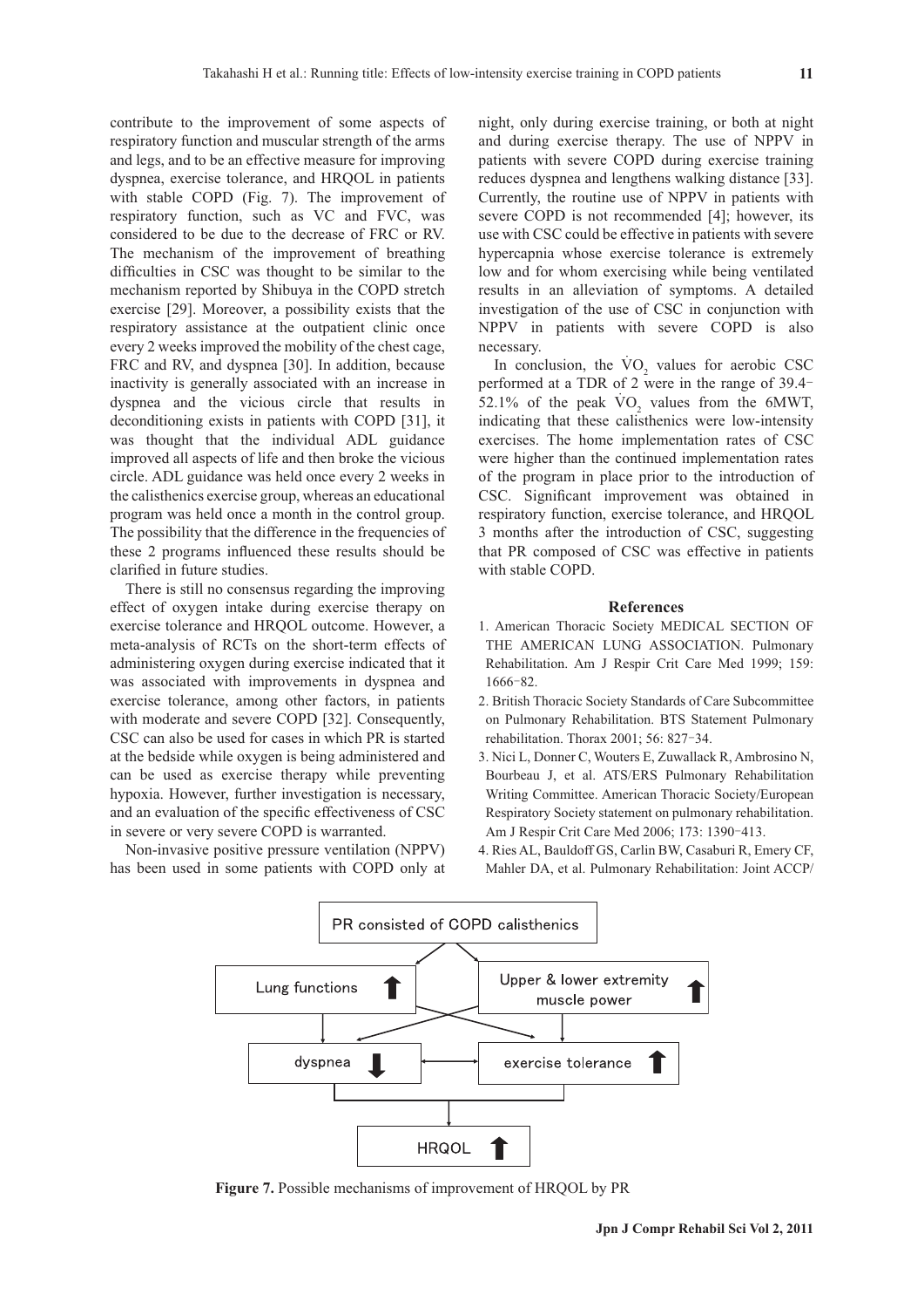contribute to the improvement of some aspects of respiratory function and muscular strength of the arms and legs, and to be an effective measure for improving dyspnea, exercise tolerance, and HRQOL in patients with stable COPD (Fig. 7). The improvement of respiratory function, such as VC and FVC, was considered to be due to the decrease of FRC or RV. The mechanism of the improvement of breathing difficulties in CSC was thought to be similar to the mechanism reported by Shibuya in the COPD stretch exercise [29]. Moreover, a possibility exists that the respiratory assistance at the outpatient clinic once every 2 weeks improved the mobility of the chest cage, FRC and RV, and dyspnea [30]. In addition, because inactivity is generally associated with an increase in dyspnea and the vicious circle that results in deconditioning exists in patients with COPD [31], it was thought that the individual ADL guidance improved all aspects of life and then broke the vicious circle. ADL guidance was held once every 2 weeks in the calisthenics exercise group, whereas an educational program was held once a month in the control group. The possibility that the difference in the frequencies of these 2 programs influenced these results should be clarified in future studies.

There is still no consensus regarding the improving effect of oxygen intake during exercise therapy on exercise tolerance and HRQOL outcome. However, a meta-analysis of RCTs on the short-term effects of administering oxygen during exercise indicated that it was associated with improvements in dyspnea and exercise tolerance, among other factors, in patients with moderate and severe COPD [32]. Consequently, CSC can also be used for cases in which PR is started at the bedside while oxygen is being administered and can be used as exercise therapy while preventing hypoxia. However, further investigation is necessary, and an evaluation of the specific effectiveness of CSC in severe or very severe COPD is warranted.

Non-invasive positive pressure ventilation (NPPV) has been used in some patients with COPD only at night, only during exercise training, or both at night and during exercise therapy. The use of NPPV in patients with severe COPD during exercise training reduces dyspnea and lengthens walking distance [33]. Currently, the routine use of NPPV in patients with severe COPD is not recommended [4]; however, its use with CSC could be effective in patients with severe hypercapnia whose exercise tolerance is extremely low and for whom exercising while being ventilated results in an alleviation of symptoms. A detailed investigation of the use of CSC in conjunction with NPPV in patients with severe COPD is also necessary.

In conclusion, the $\dot{V}O_2$ values for aerobic CSC performed at a TDR of 2 were in the range of 39.4–52.1% of the peak $\dot{V}O_2$ values from the 6MWT, indicating that these calisthenics were low-intensity exercises. The home implementation rates of CSC were higher than the continued implementation rates of the program in place prior to the introduction of CSC. Significant improvement was obtained in respiratory function, exercise tolerance, and HRQOL 3 months after the introduction of CSC, suggesting that PR composed of CSC was effective in patients with stable COPD.

## References

1. American Thoracic Society MEDICAL SECTION OF THE AMERICAN LUNG ASSOCIATION. Pulmonary Rehabilitation. Am J Respir Crit Care Med 1999; 159: 1666–82.
2. British Thoracic Society Standards of Care Subcommittee on Pulmonary Rehabilitation. BTS Statement Pulmonary rehabilitation. Thorax 2001; 56: 827–34.
3. Nici L, Donner C, Wouters E, Zuwallack R, Ambrosino N, Bourbeau J, et al. ATS/ERS Pulmonary Rehabilitation Writing Committee. American Thoracic Society/European Respiratory Society statement on pulmonary rehabilitation. Am J Respir Crit Care Med 2006; 173: 1390–413.
4. Ries AL, Bauldoff GS, Carlin BW, Casaburi R, Emery CF, Mahler DA, et al. Pulmonary Rehabilitation: Joint ACCP/

PR consisted of COPD calisthenics → Lung functions ↑ ; Upper & lower extremity muscle power ↑ → dyspnea ↓ ↔ exercise tolerance ↑ → HRQOL ↑

**Figure 7.** Possible mechanisms of improvement of HRQOL by PR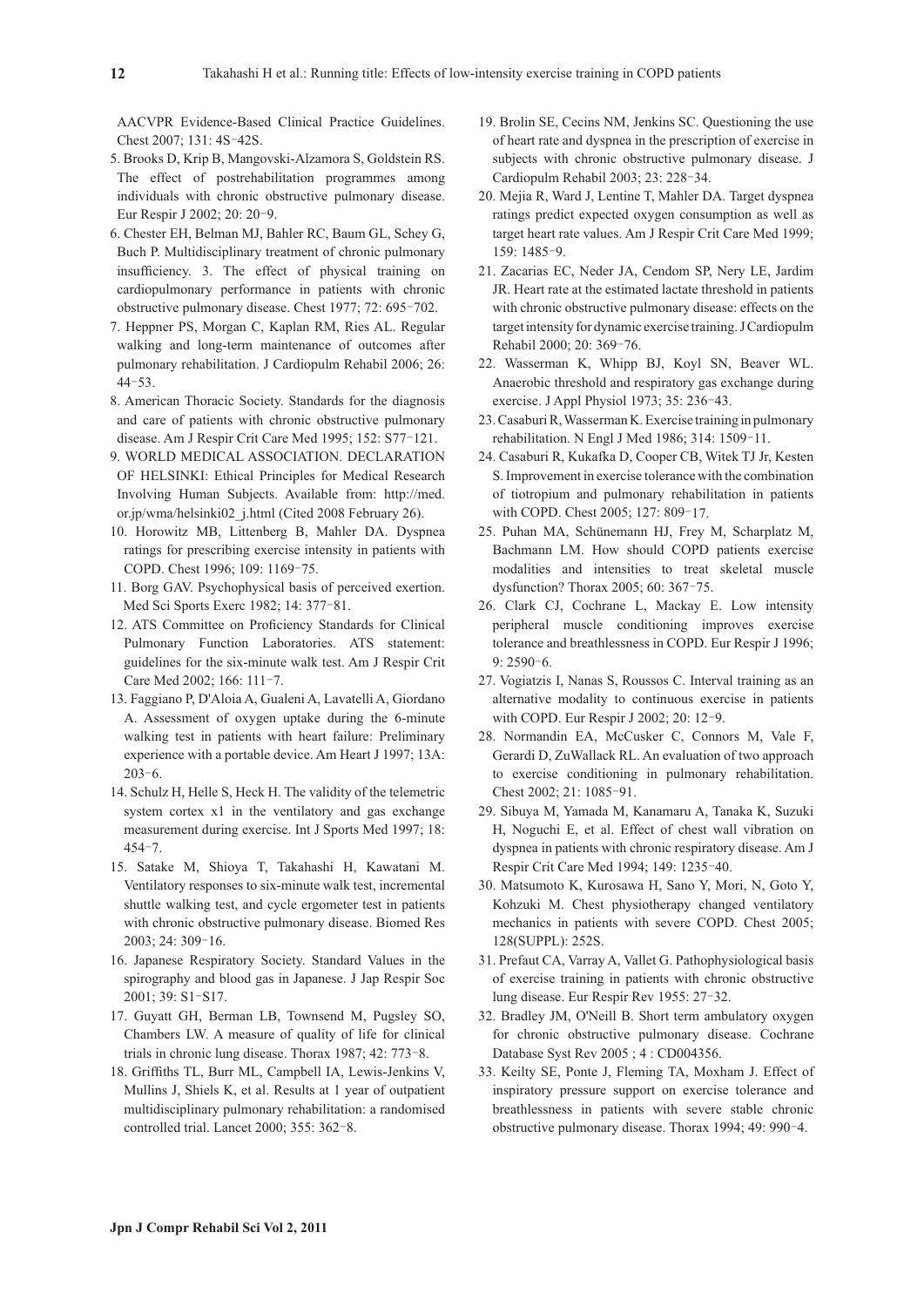AACVPR Evidence-Based Clinical Practice Guidelines. Chest 2007; 131: 4S–42S.

5. Brooks D, Krip B, Mangovski-Alzamora S, Goldstein RS. The effect of postrehabilitation programmes among individuals with chronic obstructive pulmonary disease. Eur Respir J 2002; 20: 20–9.
6. Chester EH, Belman MJ, Bahler RC, Baum GL, Schey G, Buch P. Multidisciplinary treatment of chronic pulmonary insufficiency. 3. The effect of physical training on cardiopulmonary performance in patients with chronic obstructive pulmonary disease. Chest 1977; 72: 695–702.
7. Heppner PS, Morgan C, Kaplan RM, Ries AL. Regular walking and long-term maintenance of outcomes after pulmonary rehabilitation. J Cardiopulm Rehabil 2006; 26: 44–53.
8. American Thoracic Society. Standards for the diagnosis and care of patients with chronic obstructive pulmonary disease. Am J Respir Crit Care Med 1995; 152: S77–121.
9. WORLD MEDICAL ASSOCIATION. DECLARATION OF HELSINKI: Ethical Principles for Medical Research Involving Human Subjects. Available from: http://med.or.jp/wma/helsinki02_j.html (Cited 2008 February 26).
10. Horowitz MB, Littenberg B, Mahler DA. Dyspnea ratings for prescribing exercise intensity in patients with COPD. Chest 1996; 109: 1169–75.
11. Borg GAV. Psychophysical basis of perceived exertion. Med Sci Sports Exerc 1982; 14: 377–81.
12. ATS Committee on Proficiency Standards for Clinical Pulmonary Function Laboratories. ATS statement: guidelines for the six-minute walk test. Am J Respir Crit Care Med 2002; 166: 111–7.
13. Faggiano P, D'Aloia A, Gualeni A, Lavatelli A, Giordano A. Assessment of oxygen uptake during the 6-minute walking test in patients with heart failure: Preliminary experience with a portable device. Am Heart J 1997; 13A: 203–6.
14. Schulz H, Helle S, Heck H. The validity of the telemetric system cortex x1 in the ventilatory and gas exchange measurement during exercise. Int J Sports Med 1997; 18: 454–7.
15. Satake M, Shioya T, Takahashi H, Kawatani M. Ventilatory responses to six-minute walk test, incremental shuttle walking test, and cycle ergometer test in patients with chronic obstructive pulmonary disease. Biomed Res 2003; 24: 309–16.
16. Japanese Respiratory Society. Standard Values in the spirography and blood gas in Japanese. J Jap Respir Soc 2001; 39: S1–S17.
17. Guyatt GH, Berman LB, Townsend M, Pugsley SO, Chambers LW. A measure of quality of life for clinical trials in chronic lung disease. Thorax 1987; 42: 773–8.
18. Griffiths TL, Burr ML, Campbell IA, Lewis-Jenkins V, Mullins J, Shiels K, et al. Results at 1 year of outpatient multidisciplinary pulmonary rehabilitation: a randomised controlled trial. Lancet 2000; 355: 362–8.
19. Brolin SE, Cecins NM, Jenkins SC. Questioning the use of heart rate and dyspnea in the prescription of exercise in subjects with chronic obstructive pulmonary disease. J Cardiopulm Rehabil 2003; 23: 228–34.
20. Mejia R, Ward J, Lentine T, Mahler DA. Target dyspnea ratings predict expected oxygen consumption as well as target heart rate values. Am J Respir Crit Care Med 1999; 159: 1485–9.
21. Zacarias EC, Neder JA, Cendom SP, Nery LE, Jardim JR. Heart rate at the estimated lactate threshold in patients with chronic obstructive pulmonary disease: effects on the target intensity for dynamic exercise training. J Cardiopulm Rehabil 2000; 20: 369–76.
22. Wasserman K, Whipp BJ, Koyl SN, Beaver WL. Anaerobic threshold and respiratory gas exchange during exercise. J Appl Physiol 1973; 35: 236–43.
23. Casaburi R, Wasserman K. Exercise training in pulmonary rehabilitation. N Engl J Med 1986; 314: 1509–11.
24. Casaburi R, Kukafka D, Cooper CB, Witek TJ Jr, Kesten S. Improvement in exercise tolerance with the combination of tiotropium and pulmonary rehabilitation in patients with COPD. Chest 2005; 127: 809–17.
25. Puhan MA, Schünemann HJ, Frey M, Scharplatz M, Bachmann LM. How should COPD patients exercise modalities and intensities to treat skeletal muscle dysfunction? Thorax 2005; 60: 367–75.
26. Clark CJ, Cochrane L, Mackay E. Low intensity peripheral muscle conditioning improves exercise tolerance and breathlessness in COPD. Eur Respir J 1996; 9: 2590–6.
27. Vogiatzis I, Nanas S, Roussos C. Interval training as an alternative modality to continuous exercise in patients with COPD. Eur Respir J 2002; 20: 12–9.
28. Normandin EA, McCusker C, Connors M, Vale F, Gerardi D, ZuWallack RL. An evaluation of two approach to exercise conditioning in pulmonary rehabilitation. Chest 2002; 21: 1085–91.
29. Sibuya M, Yamada M, Kanamaru A, Tanaka K, Suzuki H, Noguchi E, et al. Effect of chest wall vibration on dyspnea in patients with chronic respiratory disease. Am J Respir Crit Care Med 1994; 149: 1235–40.
30. Matsumoto K, Kurosawa H, Sano Y, Mori, N, Goto Y, Kohzuki M. Chest physiotherapy changed ventilatory mechanics in patients with severe COPD. Chest 2005; 128(SUPPL): 252S.
31. Prefaut CA, Varray A, Vallet G. Pathophysiological basis of exercise training in patients with chronic obstructive lung disease. Eur Respir Rev 1955: 27–32.
32. Bradley JM, O'Neill B. Short term ambulatory oxygen for chronic obstructive pulmonary disease. Cochrane Database Syst Rev 2005 ; 4 : CD004356.
33. Keilty SE, Ponte J, Fleming TA, Moxham J. Effect of inspiratory pressure support on exercise tolerance and breathlessness in patients with severe stable chronic obstructive pulmonary disease. Thorax 1994; 49: 990–4.